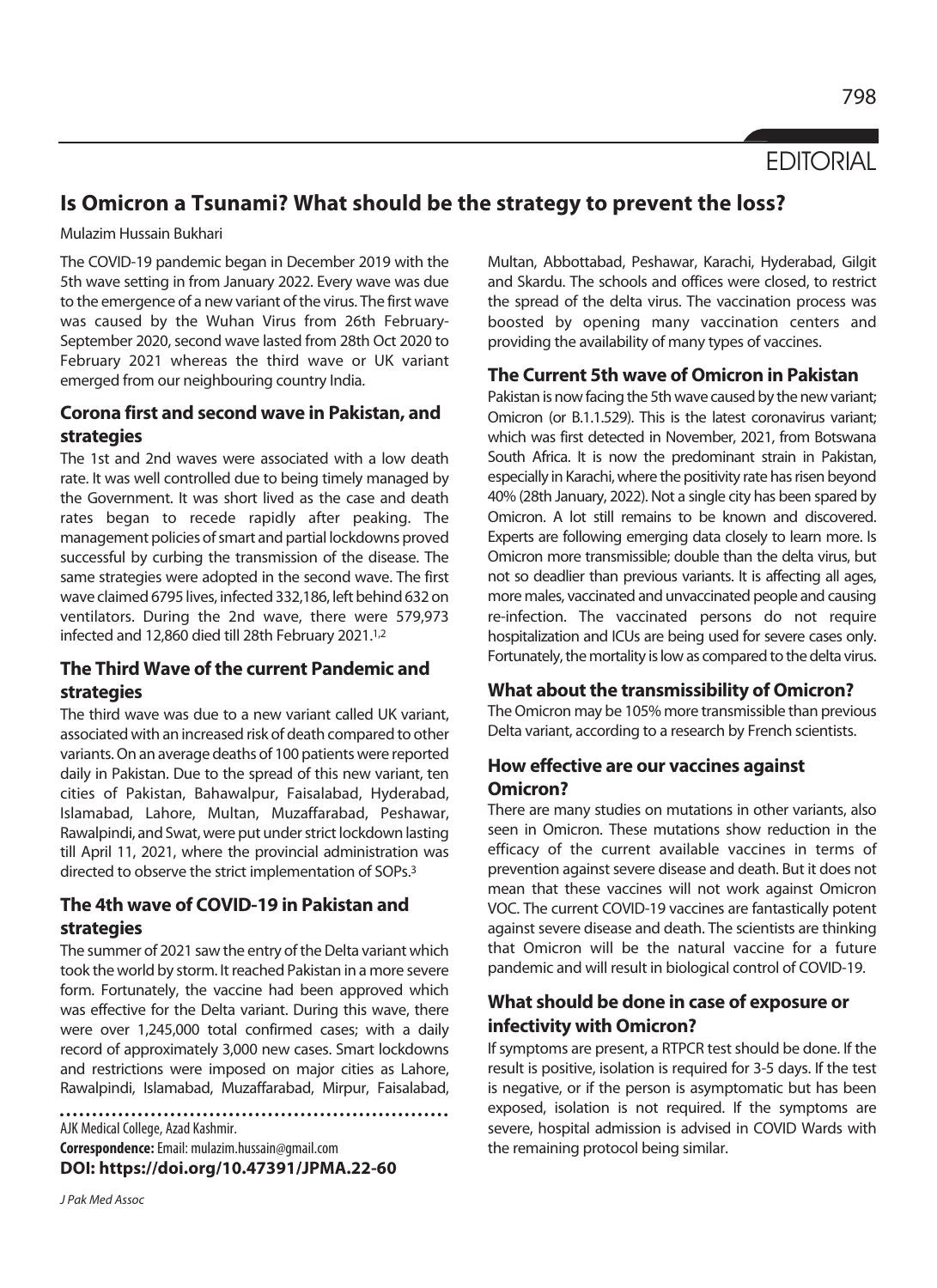EDITORIAL

# Is Omicron a Tsunami? What should be the strategy to prevent the loss?

Mulazim Hussain Bukhari

The COVID-19 pandemic began in December 2019 with the 5th wave setting in from January 2022. Every wave was due to the emergence of a new variant of the virus. The first wave was caused by the Wuhan Virus from 26th February-September 2020, second wave lasted from 28th Oct 2020 to February 2021 whereas the third wave or UK variant emerged from our neighbouring country India.

## Corona first and second wave in Pakistan, and strategies

The 1st and 2nd waves were associated with a low death rate. It was well controlled due to being timely managed by the Government. It was short lived as the case and death rates began to recede rapidly after peaking. The management policies of smart and partial lockdowns proved successful by curbing the transmission of the disease. The same strategies were adopted in the second wave. The first wave claimed 6795 lives, infected 332,186, left behind 632 on ventilators. During the 2nd wave, there were 579,973 infected and 12,860 died till 28th February 2021.[1,2]

## The Third Wave of the current Pandemic and strategies

The third wave was due to a new variant called UK variant, associated with an increased risk of death compared to other variants. On an average deaths of 100 patients were reported daily in Pakistan. Due to the spread of this new variant, ten cities of Pakistan, Bahawalpur, Faisalabad, Hyderabad, Islamabad, Lahore, Multan, Muzaffarabad, Peshawar, Rawalpindi, and Swat, were put under strict lockdown lasting till April 11, 2021, where the provincial administration was directed to observe the strict implementation of SOPs.[3]

## The 4th wave of COVID-19 in Pakistan and strategies

The summer of 2021 saw the entry of the Delta variant which took the world by storm. It reached Pakistan in a more severe form. Fortunately, the vaccine had been approved which was effective for the Delta variant. During this wave, there were over 1,245,000 total confirmed cases; with a daily record of approximately 3,000 new cases. Smart lockdowns and restrictions were imposed on major cities as Lahore, Rawalpindi, Islamabad, Muzaffarabad, Mirpur, Faisalabad, Multan, Abbottabad, Peshawar, Karachi, Hyderabad, Gilgit and Skardu. The schools and offices were closed, to restrict the spread of the delta virus. The vaccination process was boosted by opening many vaccination centers and providing the availability of many types of vaccines.

## The Current 5th wave of Omicron in Pakistan

Pakistan is now facing the 5th wave caused by the new variant; Omicron (or B.1.1.529). This is the latest coronavirus variant; which was first detected in November, 2021, from Botswana South Africa. It is now the predominant strain in Pakistan, especially in Karachi, where the positivity rate has risen beyond 40% (28th January, 2022). Not a single city has been spared by Omicron. A lot still remains to be known and discovered. Experts are following emerging data closely to learn more. Is Omicron more transmissible; double than the delta virus, but not so deadlier than previous variants. It is affecting all ages, more males, vaccinated and unvaccinated people and causing re-infection. The vaccinated persons do not require hospitalization and ICUs are being used for severe cases only. Fortunately, the mortality is low as compared to the delta virus.

## What about the transmissibility of Omicron?

The Omicron may be 105% more transmissible than previous Delta variant, according to a research by French scientists.

## How effective are our vaccines against Omicron?

There are many studies on mutations in other variants, also seen in Omicron. These mutations show reduction in the efficacy of the current available vaccines in terms of prevention against severe disease and death. But it does not mean that these vaccines will not work against Omicron VOC. The current COVID-19 vaccines are fantastically potent against severe disease and death. The scientists are thinking that Omicron will be the natural vaccine for a future pandemic and will result in biological control of COVID-19.

## What should be done in case of exposure or infectivity with Omicron?

If symptoms are present, a RTPCR test should be done. If the result is positive, isolation is required for 3-5 days. If the test is negative, or if the person is asymptomatic but has been exposed, isolation is not required. If the symptoms are severe, hospital admission is advised in COVID Wards with the remaining protocol being similar.

AJK Medical College, Azad Kashmir.

**Correspondence:** Email: mulazim.hussain@gmail.com

**DOI: https://doi.org/10.47391/JPMA.22-60**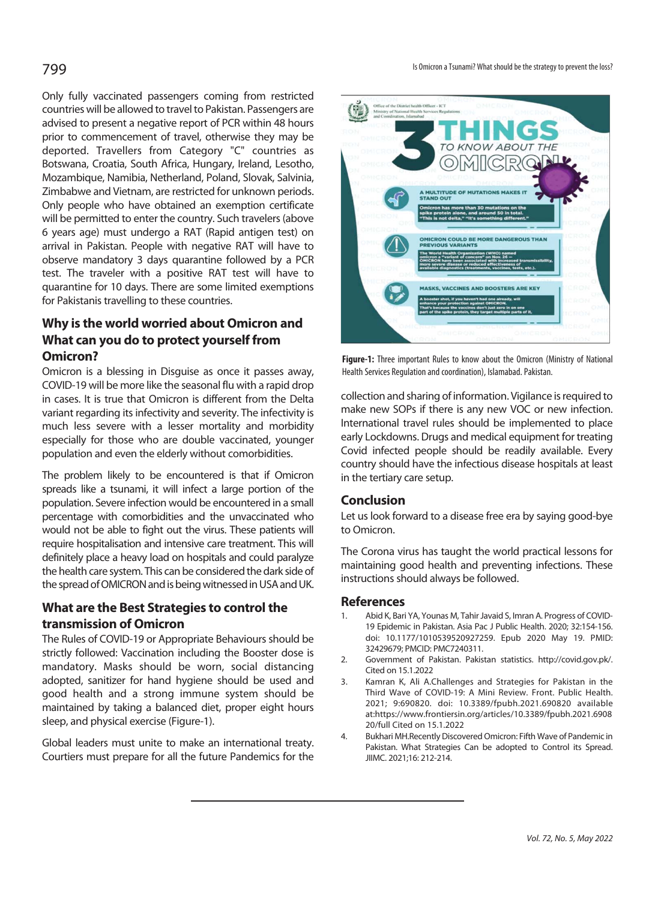Only fully vaccinated passengers coming from restricted countries will be allowed to travel to Pakistan. Passengers are advised to present a negative report of PCR within 48 hours prior to commencement of travel, otherwise they may be deported. Travellers from Category "C" countries as Botswana, Croatia, South Africa, Hungary, Ireland, Lesotho, Mozambique, Namibia, Netherland, Poland, Slovak, Salvinia, Zimbabwe and Vietnam, are restricted for unknown periods. Only people who have obtained an exemption certificate will be permitted to enter the country. Such travelers (above 6 years age) must undergo a RAT (Rapid antigen test) on arrival in Pakistan. People with negative RAT will have to observe mandatory 3 days quarantine followed by a PCR test. The traveler with a positive RAT test will have to quarantine for 10 days. There are some limited exemptions for Pakistanis travelling to these countries.

## Why is the world worried about Omicron and What can you do to protect yourself from Omicron?

Omicron is a blessing in Disguise as once it passes away, COVID-19 will be more like the seasonal flu with a rapid drop in cases. It is true that Omicron is different from the Delta variant regarding its infectivity and severity. The infectivity is much less severe with a lesser mortality and morbidity especially for those who are double vaccinated, younger population and even the elderly without comorbidities.

The problem likely to be encountered is that if Omicron spreads like a tsunami, it will infect a large portion of the population. Severe infection would be encountered in a small percentage with comorbidities and the unvaccinated who would not be able to fight out the virus. These patients will require hospitalisation and intensive care treatment. This will definitely place a heavy load on hospitals and could paralyze the health care system. This can be considered the dark side of the spread of OMICRON and is being witnessed in USA and UK.

## What are the Best Strategies to control the transmission of Omicron

The Rules of COVID-19 or Appropriate Behaviours should be strictly followed: Vaccination including the Booster dose is mandatory. Masks should be worn, social distancing adopted, sanitizer for hand hygiene should be used and good health and a strong immune system should be maintained by taking a balanced diet, proper eight hours sleep, and physical exercise (Figure-1).

Global leaders must unite to make an international treaty. Courtiers must prepare for all the future Pandemics for the collection and sharing of information. Vigilance is required to make new SOPs if there is any new VOC or new infection. International travel rules should be implemented to place early Lockdowns. Drugs and medical equipment for treating Covid infected people should be readily available. Every country should have the infectious disease hospitals at least in the tertiary care setup.

**Figure-1:** Three important Rules to know about the Omicron (Ministry of National Health Services Regulation and coordination), Islamabad. Pakistan.

## Conclusion

Let us look forward to a disease free era by saying good-bye to Omicron.

The Corona virus has taught the world practical lessons for maintaining good health and preventing infections. These instructions should always be followed.

## References

1. Abid K, Bari YA, Younas M, Tahir Javaid S, Imran A. Progress of COVID-19 Epidemic in Pakistan. Asia Pac J Public Health. 2020; 32:154-156. doi: 10.1177/1010539520927259. Epub 2020 May 19. PMID: 32429679; PMCID: PMC7240311.
2. Government of Pakistan. Pakistan statistics. http://covid.gov.pk/. Cited on 15.1.2022
3. Kamran K, Ali A.Challenges and Strategies for Pakistan in the Third Wave of COVID-19: A Mini Review. Front. Public Health. 2021; 9:690820. doi: 10.3389/fpubh.2021.690820 available at:https://www.frontiersin.org/articles/10.3389/fpubh.2021.690820/full Cited on 15.1.2022
4. Bukhari MH.Recently Discovered Omicron: Fifth Wave of Pandemic in Pakistan. What Strategies Can be adopted to Control its Spread. JIIMC. 2021;16: 212-214.